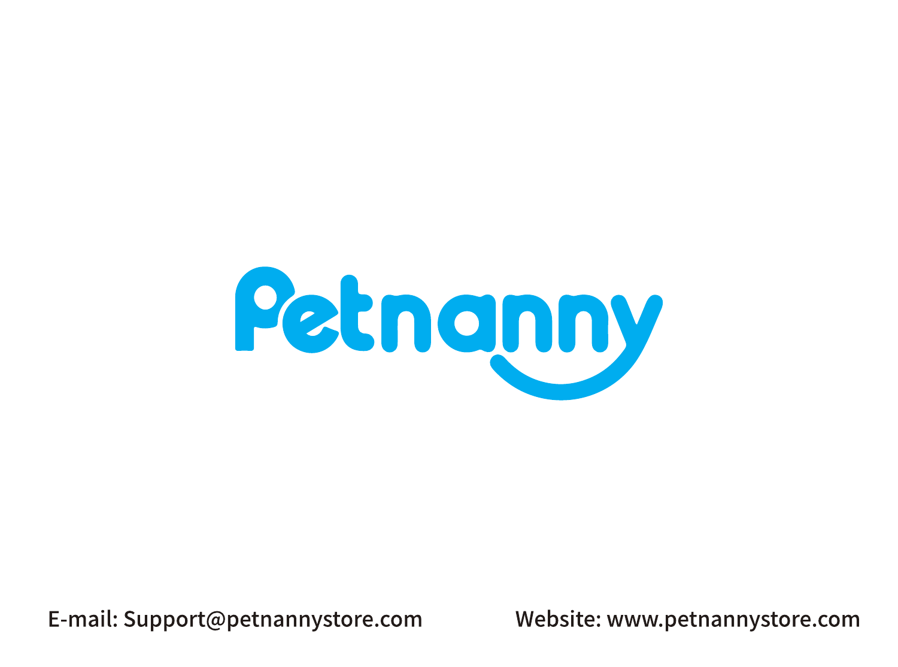# Petnanny

E-mail: Support@petnannystore.com

Website: www.petnannystore.com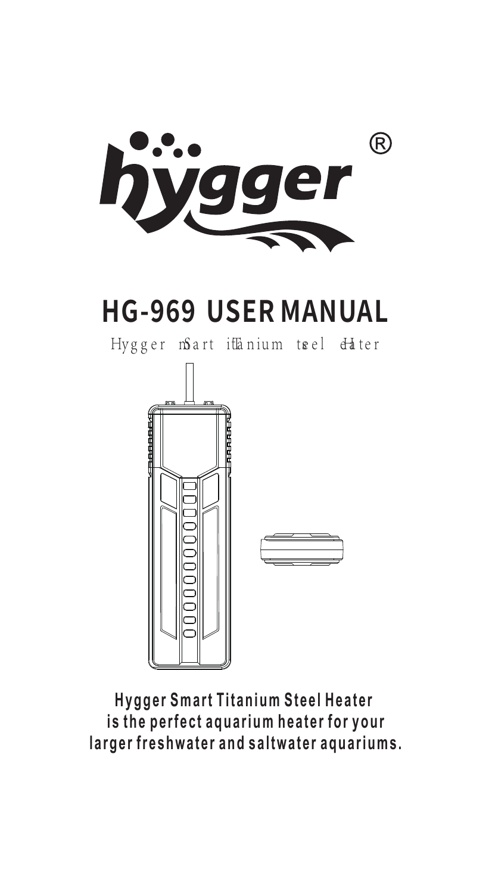hygger®

# HG-969 USER MANUAL

Hygger Smart Titanium Steel Heater

**Hygger Smart Titanium Steel Heater is the perfect aquarium heater for your larger freshwater and saltwater aquariums.**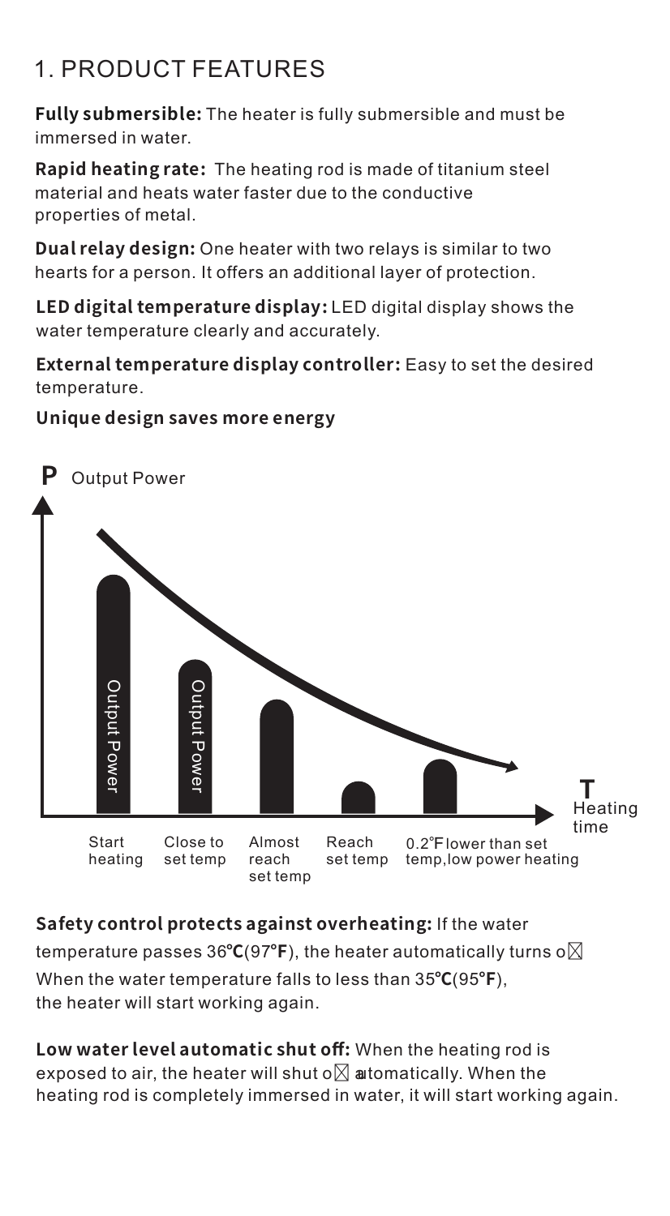## 1. PRODUCT FEATURES

**Fully submersible:** The heater is fully submersible and must be immersed in water.

**Rapid heating rate:** The heating rod is made of titanium steel material and heats water faster due to the conductive properties of metal.

**Dual relay design:** One heater with two relays is similar to two hearts for a person. It offers an additional layer of protection.

**LED digital temperature display:** LED digital display shows the water temperature clearly and accurately.

**External temperature display controller:** Easy to set the desired temperature.

**Unique design saves more energy**

P Output Power

Output Power

Output Power

T Heating time

Start heating

Close to set temp

Almost reach set temp

Reach set temp

0.2°F lower than set temp, low power heating

**Safety control protects against overheating:** If the water temperature passes 36°C(97°F), the heater automatically turns off. When the water temperature falls to less than 35°C(95°F), the heater will start working again.

**Low water level automatic shut off:** When the heating rod is exposed to air, the heater will shut off automatically. When the heating rod is completely immersed in water, it will start working again.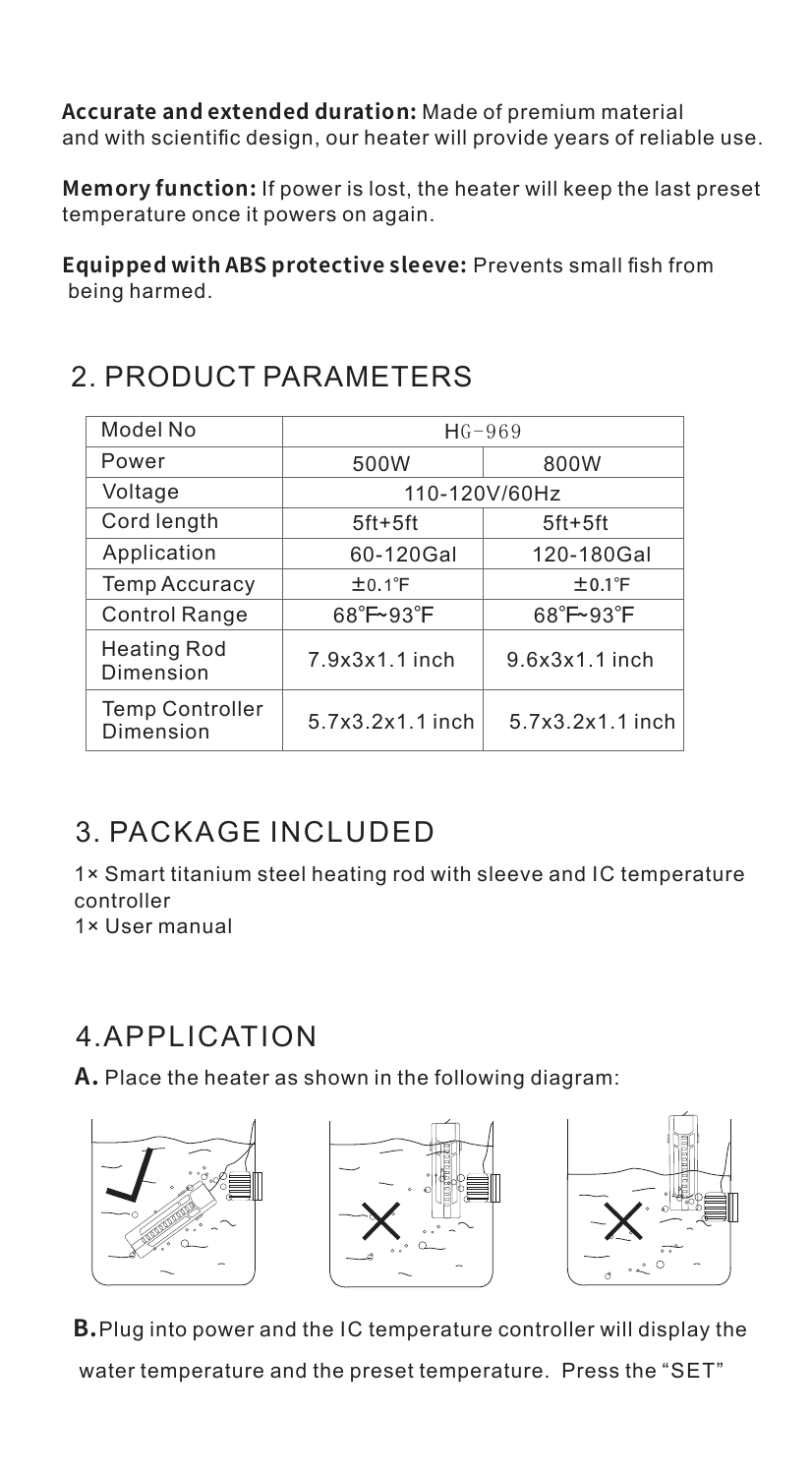**Accurate and extended duration:** Made of premium material and with scientific design, our heater will provide years of reliable use.

**Memory function:** If power is lost, the heater will keep the last preset temperature once it powers on again.

**Equipped with ABS protective sleeve:** Prevents small fish from being harmed.

## 2. PRODUCT PARAMETERS

| Model No | HG-969 | |
|---|---|---|
| Power | 500W | 800W |
| Voltage | 110-120V/60Hz | |
| Cord length | 5ft+5ft | 5ft+5ft |
| Application | 60-120Gal | 120-180Gal |
| Temp Accuracy | ±0.1℉ | ±0.1℉ |
| Control Range | 68℉~93℉ | 68℉~93℉ |
| Heating Rod Dimension | 7.9x3x1.1 inch | 9.6x3x1.1 inch |
| Temp Controller Dimension | 5.7x3.2x1.1 inch | 5.7x3.2x1.1 inch |

## 3. PACKAGE INCLUDED

1× Smart titanium steel heating rod with sleeve and IC temperature controller
1× User manual

## 4.APPLICATION

**A.** Place the heater as shown in the following diagram:

**B.** Plug into power and the IC temperature controller will display the water temperature and the preset temperature. Press the "SET"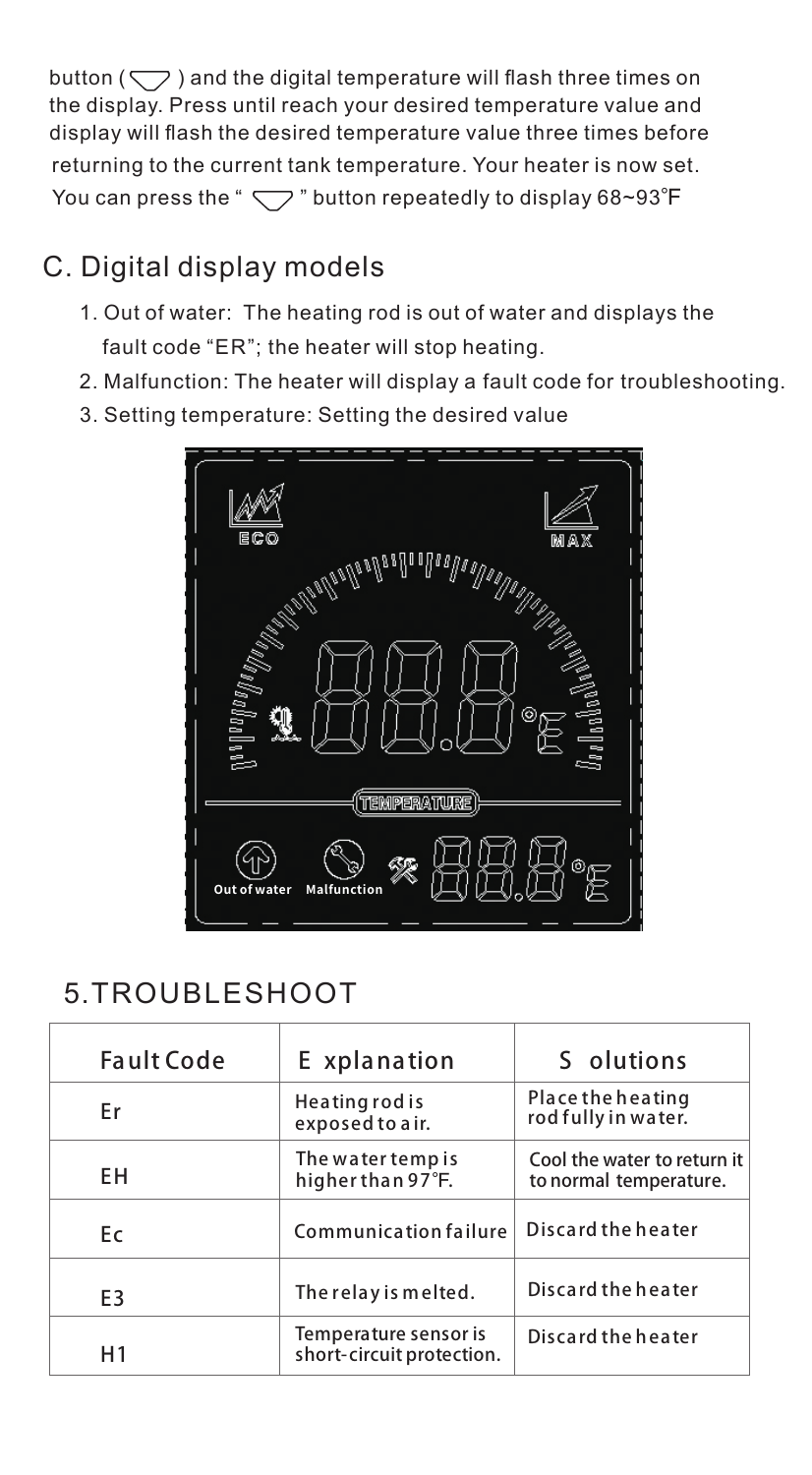button ( ﹀ ) and the digital temperature will flash three times on the display. Press until reach your desired temperature value and display will flash the desired temperature value three times before returning to the current tank temperature. Your heater is now set. You can press the " ﹀ " button repeatedly to display 68~93℉

## C. Digital display models

1. Out of water: The heating rod is out of water and displays the fault code "ER"; the heater will stop heating.
2. Malfunction: The heater will display a fault code for troubleshooting.
3. Setting temperature: Setting the desired value

ECO

MAX

TEMPERATURE

Out of water

Malfunction

## 5.TROUBLESHOOT

| Fault Code | Explanation | Solutions |
|---|---|---|
| Er | Heating rod is exposed to air. | Place the heating rod fully in water. |
| EH | The water temp is higher than 97℉. | Cool the water to return it to normal temperature. |
| Ec | Communication failure | Discard the heater |
| E3 | The relay is melted. | Discard the heater |
| H1 | Temperature sensor is short-circuit protection. | Discard the heater |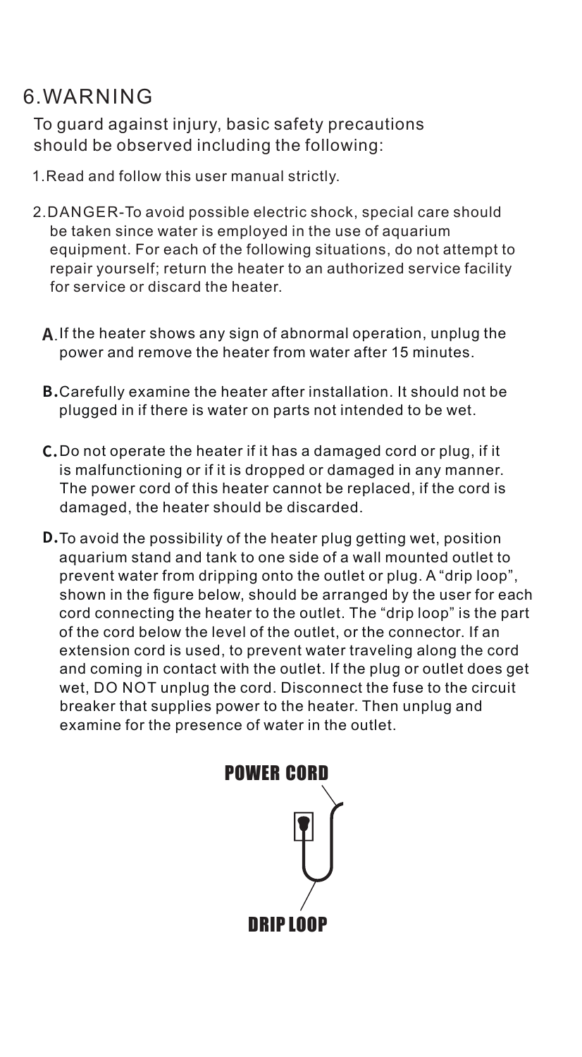## 6.WARNING

To guard against injury, basic safety precautions should be observed including the following:

1. Read and follow this user manual strictly.

2. DANGER-To avoid possible electric shock, special care should be taken since water is employed in the use of aquarium equipment. For each of the following situations, do not attempt to repair yourself; return the heater to an authorized service facility for service or discard the heater.

   **A.** If the heater shows any sign of abnormal operation, unplug the power and remove the heater from water after 15 minutes.

   **B.** Carefully examine the heater after installation. It should not be plugged in if there is water on parts not intended to be wet.

   **C.** Do not operate the heater if it has a damaged cord or plug, if it is malfunctioning or if it is dropped or damaged in any manner. The power cord of this heater cannot be replaced, if the cord is damaged, the heater should be discarded.

   **D.** To avoid the possibility of the heater plug getting wet, position aquarium stand and tank to one side of a wall mounted outlet to prevent water from dripping onto the outlet or plug. A "drip loop", shown in the figure below, should be arranged by the user for each cord connecting the heater to the outlet. The "drip loop" is the part of the cord below the level of the outlet, or the connector. If an extension cord is used, to prevent water traveling along the cord and coming in contact with the outlet. If the plug or outlet does get wet, DO NOT unplug the cord. Disconnect the fuse to the circuit breaker that supplies power to the heater. Then unplug and examine for the presence of water in the outlet.

POWER CORD

DRIP LOOP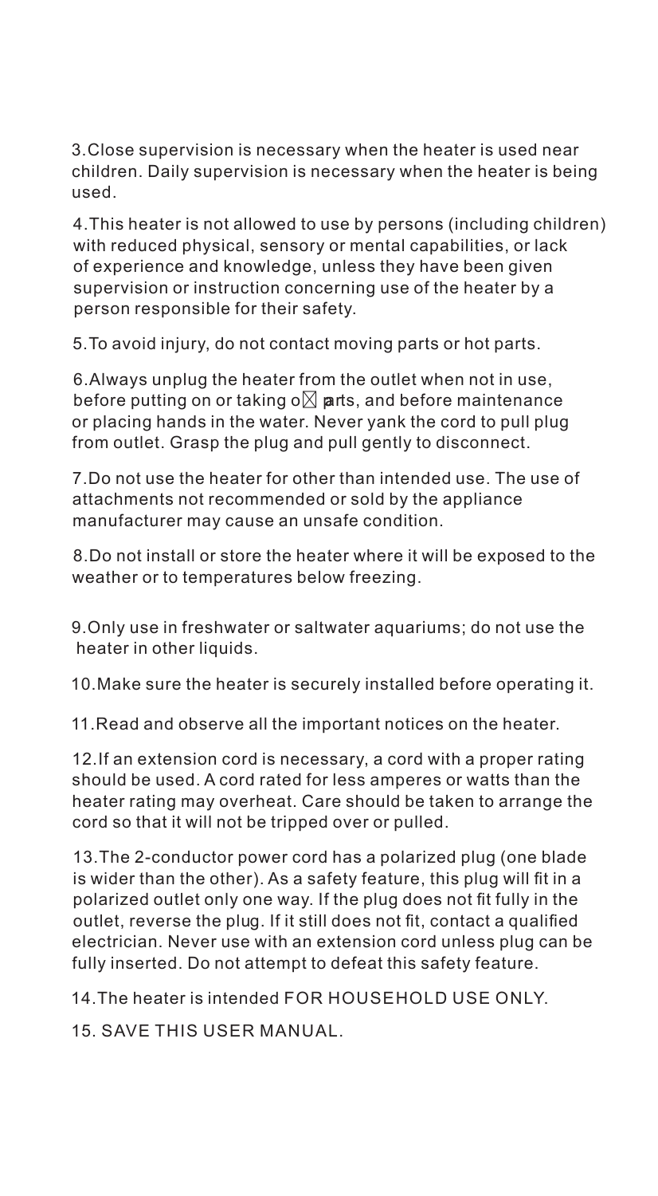3.Close supervision is necessary when the heater is used near children. Daily supervision is necessary when the heater is being used.

4.This heater is not allowed to use by persons (including children) with reduced physical, sensory or mental capabilities, or lack of experience and knowledge, unless they have been given supervision or instruction concerning use of the heater by a person responsible for their safety.

5.To avoid injury, do not contact moving parts or hot parts.

6.Always unplug the heater from the outlet when not in use, before putting on or taking o⊠ parts, and before maintenance or placing hands in the water. Never yank the cord to pull plug from outlet. Grasp the plug and pull gently to disconnect.

7.Do not use the heater for other than intended use. The use of attachments not recommended or sold by the appliance manufacturer may cause an unsafe condition.

8.Do not install or store the heater where it will be exposed to the weather or to temperatures below freezing.

9.Only use in freshwater or saltwater aquariums; do not use the heater in other liquids.

10.Make sure the heater is securely installed before operating it.

11.Read and observe all the important notices on the heater.

12.If an extension cord is necessary, a cord with a proper rating should be used. A cord rated for less amperes or watts than the heater rating may overheat. Care should be taken to arrange the cord so that it will not be tripped over or pulled.

13.The 2-conductor power cord has a polarized plug (one blade is wider than the other). As a safety feature, this plug will fit in a polarized outlet only one way. If the plug does not fit fully in the outlet, reverse the plug. If it still does not fit, contact a qualified electrician. Never use with an extension cord unless plug can be fully inserted. Do not attempt to defeat this safety feature.

14.The heater is intended FOR HOUSEHOLD USE ONLY.

15. SAVE THIS USER MANUAL.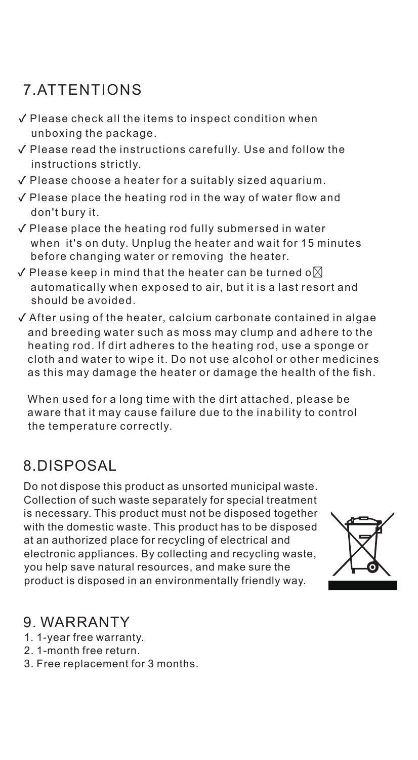## 7.ATTENTIONS

- ✓ Please check all the items to inspect condition when unboxing the package.
- ✓ Please read the instructions carefully. Use and follow the instructions strictly.
- ✓ Please choose a heater for a suitably sized aquarium.
- ✓ Please place the heating rod in the way of water flow and don't bury it.
- ✓ Please place the heating rod fully submersed in water when it's on duty. Unplug the heater and wait for 15 minutes before changing water or removing the heater.
- ✓ Please keep in mind that the heater can be turned o⊠ automatically when exposed to air, but it is a last resort and should be avoided.
- ✓ After using of the heater, calcium carbonate contained in algae and breeding water such as moss may clump and adhere to the heating rod. If dirt adheres to the heating rod, use a sponge or cloth and water to wipe it. Do not use alcohol or other medicines as this may damage the heater or damage the health of the fish.

When used for a long time with the dirt attached, please be aware that it may cause failure due to the inability to control the temperature correctly.

## 8.DISPOSAL

Do not dispose this product as unsorted municipal waste. Collection of such waste separately for special treatment is necessary. This product must not be disposed together with the domestic waste. This product has to be disposed at an authorized place for recycling of electrical and electronic appliances. By collecting and recycling waste, you help save natural resources, and make sure the product is disposed in an environmentally friendly way.

## 9. WARRANTY

1. 1-year free warranty.
2. 1-month free return.
3. Free replacement for 3 months.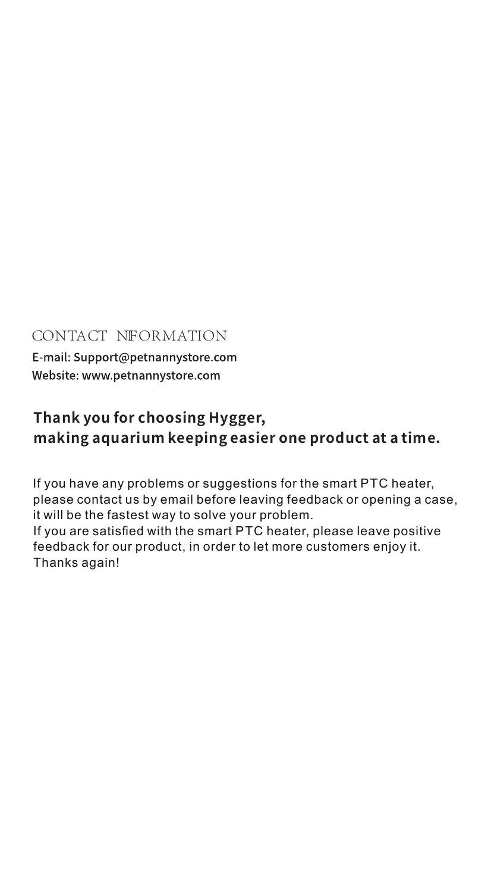## CONTACT NFORMATION

**E-mail: Support@petnannystore.com**
**Website: www.petnannystore.com**

**Thank you for choosing Hygger,**
**making aquarium keeping easier one product at a time.**

If you have any problems or suggestions for the smart PTC heater, please contact us by email before leaving feedback or opening a case, it will be the fastest way to solve your problem.
If you are satisfied with the smart PTC heater, please leave positive feedback for our product, in order to let more customers enjoy it.
Thanks again!